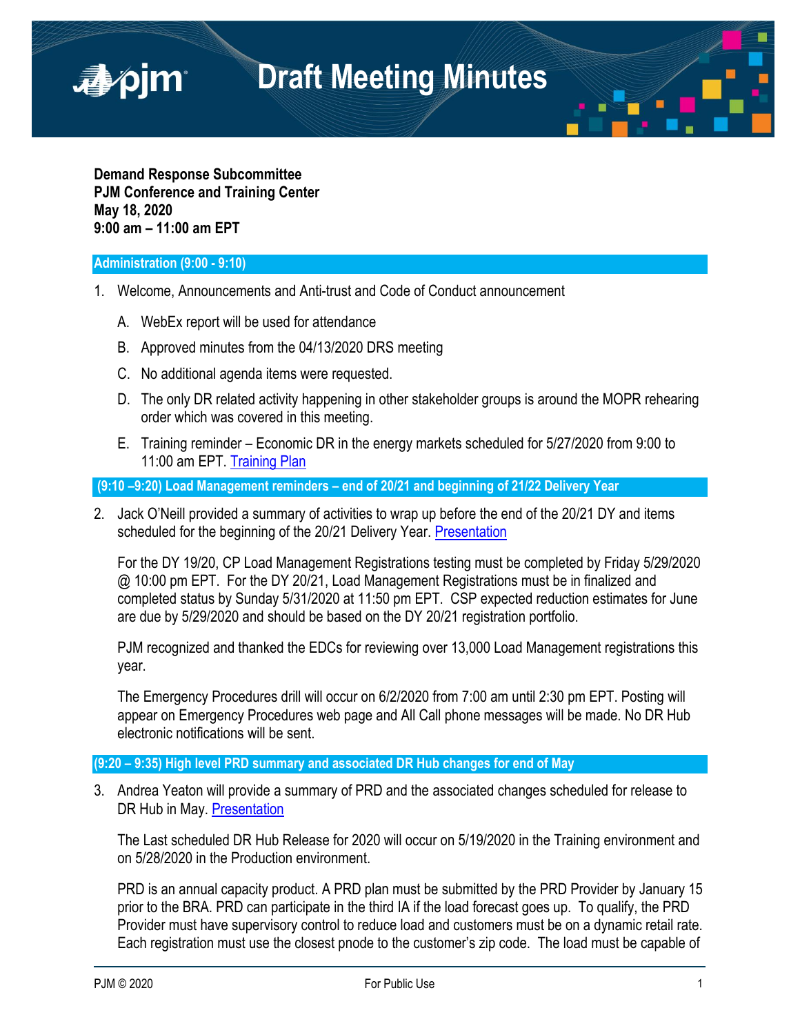# Draft Meeting Minutes

**Demand Response Subcommittee**
**PJM Conference and Training Center**
**May 18, 2020**
**9:00 am – 11:00 am EPT**

## Administration (9:00 - 9:10)

1. Welcome, Announcements and Anti-trust and Code of Conduct announcement

   A. WebEx report will be used for attendance

   B. Approved minutes from the 04/13/2020 DRS meeting

   C. No additional agenda items were requested.

   D. The only DR related activity happening in other stakeholder groups is around the MOPR rehearing order which was covered in this meeting.

   E. Training reminder – Economic DR in the energy markets scheduled for 5/27/2020 from 9:00 to 11:00 am EPT. Training Plan

## (9:10 –9:20) Load Management reminders – end of 20/21 and beginning of 21/22 Delivery Year

2. Jack O'Neill provided a summary of activities to wrap up before the end of the 20/21 DY and items scheduled for the beginning of the 20/21 Delivery Year. Presentation

   For the DY 19/20, CP Load Management Registrations testing must be completed by Friday 5/29/2020 @ 10:00 pm EPT. For the DY 20/21, Load Management Registrations must be in finalized and completed status by Sunday 5/31/2020 at 11:50 pm EPT. CSP expected reduction estimates for June are due by 5/29/2020 and should be based on the DY 20/21 registration portfolio.

   PJM recognized and thanked the EDCs for reviewing over 13,000 Load Management registrations this year.

   The Emergency Procedures drill will occur on 6/2/2020 from 7:00 am until 2:30 pm EPT. Posting will appear on Emergency Procedures web page and All Call phone messages will be made. No DR Hub electronic notifications will be sent.

## (9:20 – 9:35) High level PRD summary and associated DR Hub changes for end of May

3. Andrea Yeaton will provide a summary of PRD and the associated changes scheduled for release to DR Hub in May. Presentation

   The Last scheduled DR Hub Release for 2020 will occur on 5/19/2020 in the Training environment and on 5/28/2020 in the Production environment.

   PRD is an annual capacity product. A PRD plan must be submitted by the PRD Provider by January 15 prior to the BRA. PRD can participate in the third IA if the load forecast goes up. To qualify, the PRD Provider must have supervisory control to reduce load and customers must be on a dynamic retail rate. Each registration must use the closest pnode to the customer's zip code. The load must be capable of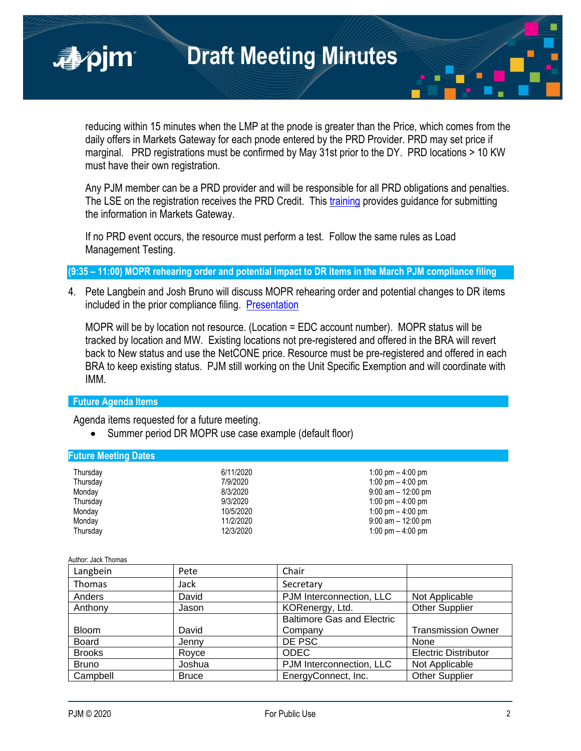reducing within 15 minutes when the LMP at the pnode is greater than the Price, which comes from the daily offers in Markets Gateway for each pnode entered by the PRD Provider. PRD may set price if marginal. PRD registrations must be confirmed by May 31st prior to the DY. PRD locations > 10 KW must have their own registration.

Any PJM member can be a PRD provider and will be responsible for all PRD obligations and penalties. The LSE on the registration receives the PRD Credit. This training provides guidance for submitting the information in Markets Gateway.

If no PRD event occurs, the resource must perform a test. Follow the same rules as Load Management Testing.

## (9:35 – 11:00) MOPR rehearing order and potential impact to DR items in the March PJM compliance filing

4. Pete Langbein and Josh Bruno will discuss MOPR rehearing order and potential changes to DR items included in the prior compliance filing. Presentation

   MOPR will be by location not resource. (Location = EDC account number). MOPR status will be tracked by location and MW. Existing locations not pre-registered and offered in the BRA will revert back to New status and use the NetCONE price. Resource must be pre-registered and offered in each BRA to keep existing status. PJM still working on the Unit Specific Exemption and will coordinate with IMM.

## Future Agenda Items

Agenda items requested for a future meeting.

- Summer period DR MOPR use case example (default floor)

## Future Meeting Dates

| | | |
|---|---|---|
| Thursday | 6/11/2020 | 1:00 pm – 4:00 pm |
| Thursday | 7/9/2020 | 1:00 pm – 4:00 pm |
| Monday | 8/3/2020 | 9:00 am – 12:00 pm |
| Thursday | 9/3/2020 | 1:00 pm – 4:00 pm |
| Monday | 10/5/2020 | 1:00 pm – 4:00 pm |
| Monday | 11/2/2020 | 9:00 am – 12:00 pm |
| Thursday | 12/3/2020 | 1:00 pm – 4:00 pm |

Author: Jack Thomas

| | | | |
|---|---|---|---|
| Langbein | Pete | Chair | |
| Thomas | Jack | Secretary | |
| Anders | David | PJM Interconnection, LLC | Not Applicable |
| Anthony | Jason | KORenergy, Ltd. | Other Supplier |
| Bloom | David | Baltimore Gas and Electric Company | Transmission Owner |
| Board | Jenny | DE PSC | None |
| Brooks | Royce | ODEC | Electric Distributor |
| Bruno | Joshua | PJM Interconnection, LLC | Not Applicable |
| Campbell | Bruce | EnergyConnect, Inc. | Other Supplier |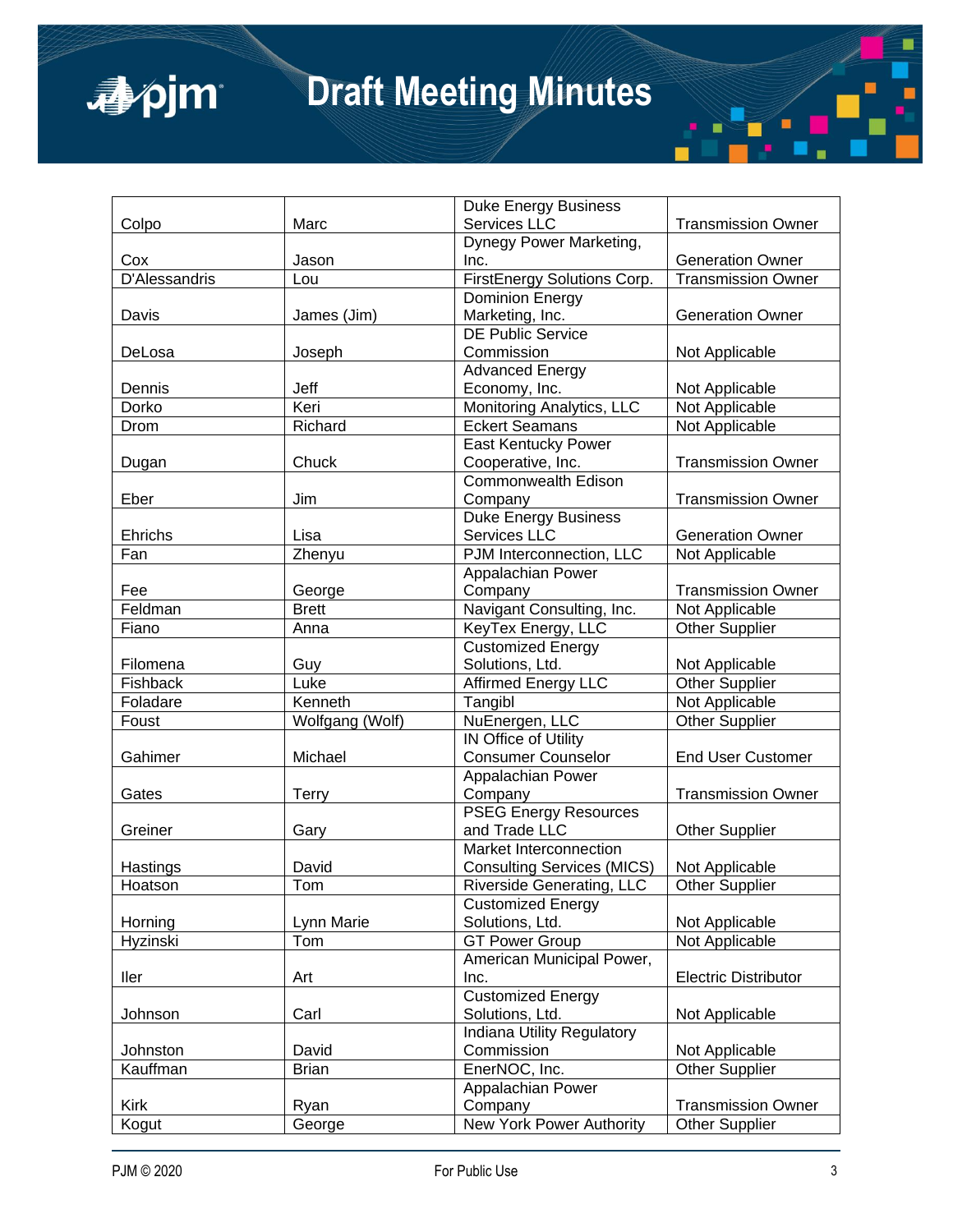| Colpo | Marc | Duke Energy Business Services LLC | Transmission Owner |
|---|---|---|---|
| Cox | Jason | Dynegy Power Marketing, Inc. | Generation Owner |
| D'Alessandris | Lou | FirstEnergy Solutions Corp. | Transmission Owner |
| Davis | James (Jim) | Dominion Energy Marketing, Inc. | Generation Owner |
| DeLosa | Joseph | DE Public Service Commission | Not Applicable |
| Dennis | Jeff | Advanced Energy Economy, Inc. | Not Applicable |
| Dorko | Keri | Monitoring Analytics, LLC | Not Applicable |
| Drom | Richard | Eckert Seamans | Not Applicable |
| Dugan | Chuck | East Kentucky Power Cooperative, Inc. | Transmission Owner |
| Eber | Jim | Commonwealth Edison Company | Transmission Owner |
| Ehrichs | Lisa | Duke Energy Business Services LLC | Generation Owner |
| Fan | Zhenyu | PJM Interconnection, LLC | Not Applicable |
| Fee | George | Appalachian Power Company | Transmission Owner |
| Feldman | Brett | Navigant Consulting, Inc. | Not Applicable |
| Fiano | Anna | KeyTex Energy, LLC | Other Supplier |
| Filomena | Guy | Customized Energy Solutions, Ltd. | Not Applicable |
| Fishback | Luke | Affirmed Energy LLC | Other Supplier |
| Foladare | Kenneth | Tangibl | Not Applicable |
| Foust | Wolfgang (Wolf) | NuEnergen, LLC | Other Supplier |
| Gahimer | Michael | IN Office of Utility Consumer Counselor | End User Customer |
| Gates | Terry | Appalachian Power Company | Transmission Owner |
| Greiner | Gary | PSEG Energy Resources and Trade LLC | Other Supplier |
| Hastings | David | Market Interconnection Consulting Services (MICS) | Not Applicable |
| Hoatson | Tom | Riverside Generating, LLC | Other Supplier |
| Horning | Lynn Marie | Customized Energy Solutions, Ltd. | Not Applicable |
| Hyzinski | Tom | GT Power Group | Not Applicable |
| Iler | Art | American Municipal Power, Inc. | Electric Distributor |
| Johnson | Carl | Customized Energy Solutions, Ltd. | Not Applicable |
| Johnston | David | Indiana Utility Regulatory Commission | Not Applicable |
| Kauffman | Brian | EnerNOC, Inc. | Other Supplier |
| Kirk | Ryan | Appalachian Power Company | Transmission Owner |
| Kogut | George | New York Power Authority | Other Supplier |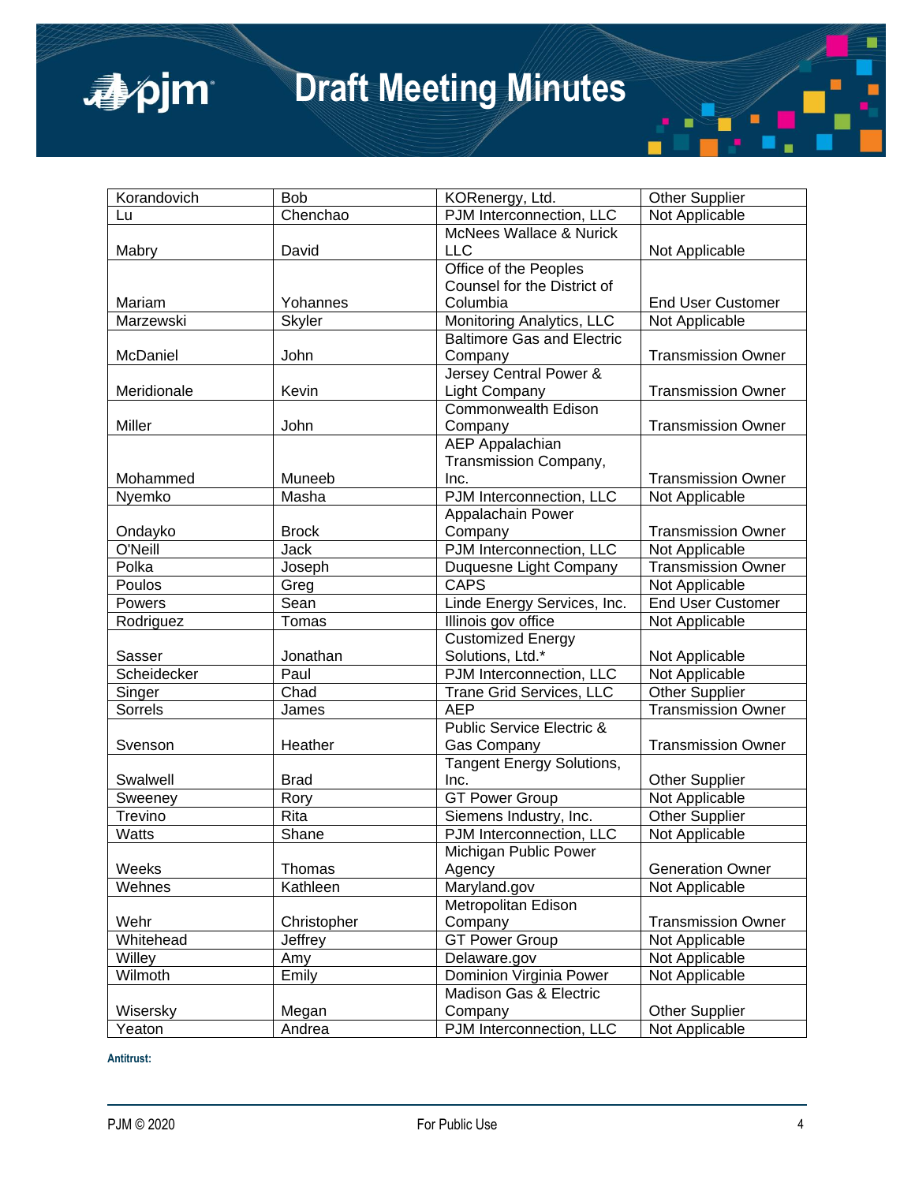| Korandovich | Bob | KORenergy, Ltd. | Other Supplier |
|---|---|---|---|
| Lu | Chenchao | PJM Interconnection, LLC | Not Applicable |
| Mabry | David | McNees Wallace & Nurick LLC | Not Applicable |
| Mariam | Yohannes | Office of the Peoples Counsel for the District of Columbia | End User Customer |
| Marzewski | Skyler | Monitoring Analytics, LLC | Not Applicable |
| McDaniel | John | Baltimore Gas and Electric Company | Transmission Owner |
| Meridionale | Kevin | Jersey Central Power & Light Company | Transmission Owner |
| Miller | John | Commonwealth Edison Company | Transmission Owner |
| Mohammed | Muneeb | AEP Appalachian Transmission Company, Inc. | Transmission Owner |
| Nyemko | Masha | PJM Interconnection, LLC | Not Applicable |
| Ondayko | Brock | Appalachain Power Company | Transmission Owner |
| O'Neill | Jack | PJM Interconnection, LLC | Not Applicable |
| Polka | Joseph | Duquesne Light Company | Transmission Owner |
| Poulos | Greg | CAPS | Not Applicable |
| Powers | Sean | Linde Energy Services, Inc. | End User Customer |
| Rodriguez | Tomas | Illinois gov office | Not Applicable |
| Sasser | Jonathan | Customized Energy Solutions, Ltd.* | Not Applicable |
| Scheidecker | Paul | PJM Interconnection, LLC | Not Applicable |
| Singer | Chad | Trane Grid Services, LLC | Other Supplier |
| Sorrels | James | AEP | Transmission Owner |
| Svenson | Heather | Public Service Electric & Gas Company | Transmission Owner |
| Swalwell | Brad | Tangent Energy Solutions, Inc. | Other Supplier |
| Sweeney | Rory | GT Power Group | Not Applicable |
| Trevino | Rita | Siemens Industry, Inc. | Other Supplier |
| Watts | Shane | PJM Interconnection, LLC | Not Applicable |
| Weeks | Thomas | Michigan Public Power Agency | Generation Owner |
| Wehnes | Kathleen | Maryland.gov | Not Applicable |
| Wehr | Christopher | Metropolitan Edison Company | Transmission Owner |
| Whitehead | Jeffrey | GT Power Group | Not Applicable |
| Willey | Amy | Delaware.gov | Not Applicable |
| Wilmoth | Emily | Dominion Virginia Power | Not Applicable |
| Wisersky | Megan | Madison Gas & Electric Company | Other Supplier |
| Yeaton | Andrea | PJM Interconnection, LLC | Not Applicable |

**Antitrust:**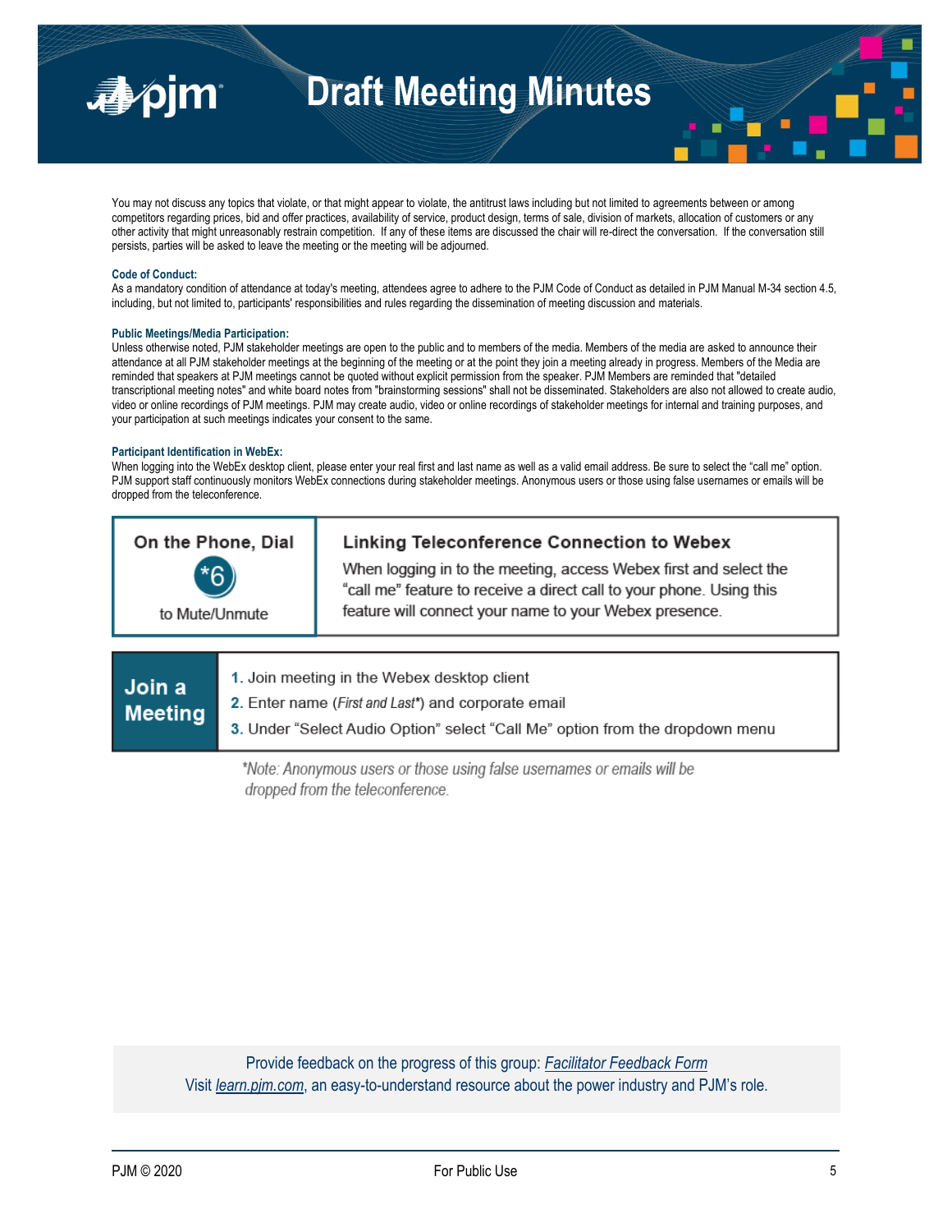# Draft Meeting Minutes

You may not discuss any topics that violate, or that might appear to violate, the antitrust laws including but not limited to agreements between or among competitors regarding prices, bid and offer practices, availability of service, product design, terms of sale, division of markets, allocation of customers or any other activity that might unreasonably restrain competition. If any of these items are discussed the chair will re-direct the conversation. If the conversation still persists, parties will be asked to leave the meeting or the meeting will be adjourned.

**Code of Conduct:**
As a mandatory condition of attendance at today's meeting, attendees agree to adhere to the PJM Code of Conduct as detailed in PJM Manual M-34 section 4.5, including, but not limited to, participants' responsibilities and rules regarding the dissemination of meeting discussion and materials.

**Public Meetings/Media Participation:**
Unless otherwise noted, PJM stakeholder meetings are open to the public and to members of the media. Members of the media are asked to announce their attendance at all PJM stakeholder meetings at the beginning of the meeting or at the point they join a meeting already in progress. Members of the Media are reminded that speakers at PJM meetings cannot be quoted without explicit permission from the speaker. PJM Members are reminded that "detailed transcriptional meeting notes" and white board notes from "brainstorming sessions" shall not be disseminated. Stakeholders are also not allowed to create audio, video or online recordings of PJM meetings. PJM may create audio, video or online recordings of stakeholder meetings for internal and training purposes, and your participation at such meetings indicates your consent to the same.

**Participant Identification in WebEx:**
When logging into the WebEx desktop client, please enter your real first and last name as well as a valid email address. Be sure to select the "call me" option. PJM support staff continuously monitors WebEx connections during stakeholder meetings. Anonymous users or those using false usernames or emails will be dropped from the teleconference.

**On the Phone, Dial *6 to Mute/Unmute**

**Linking Teleconference Connection to Webex**
When logging in to the meeting, access Webex first and select the "call me" feature to receive a direct call to your phone. Using this feature will connect your name to your Webex presence.

**Join a Meeting**

1. Join meeting in the Webex desktop client
2. Enter name (*First and Last\**) and corporate email
3. Under "Select Audio Option" select "Call Me" option from the dropdown menu

*\*Note: Anonymous users or those using false usernames or emails will be dropped from the teleconference.*

Provide feedback on the progress of this group: *Facilitator Feedback Form*
Visit *learn.pjm.com*, an easy-to-understand resource about the power industry and PJM's role.